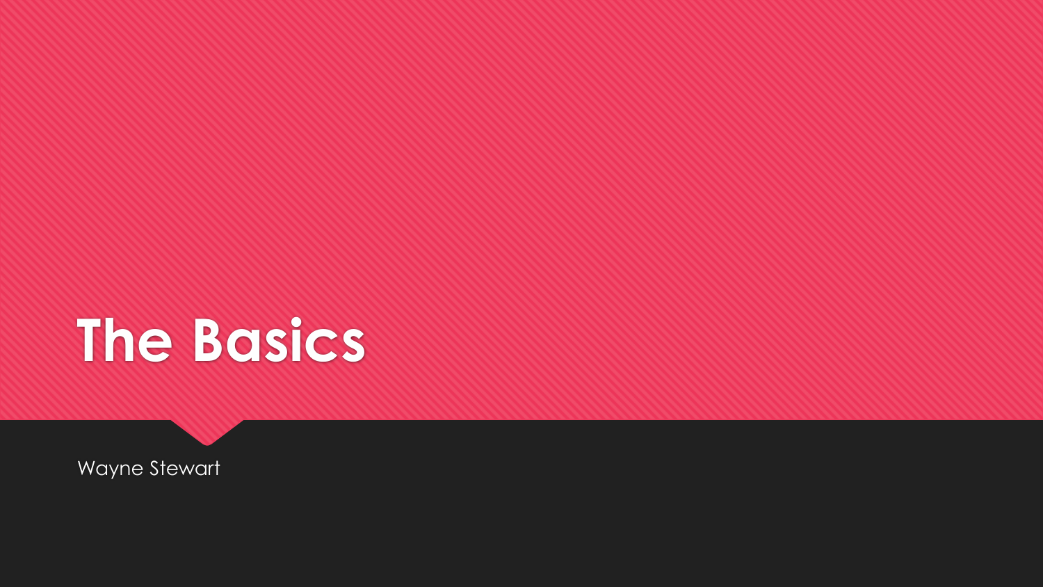# The Basics

Wayne Stewart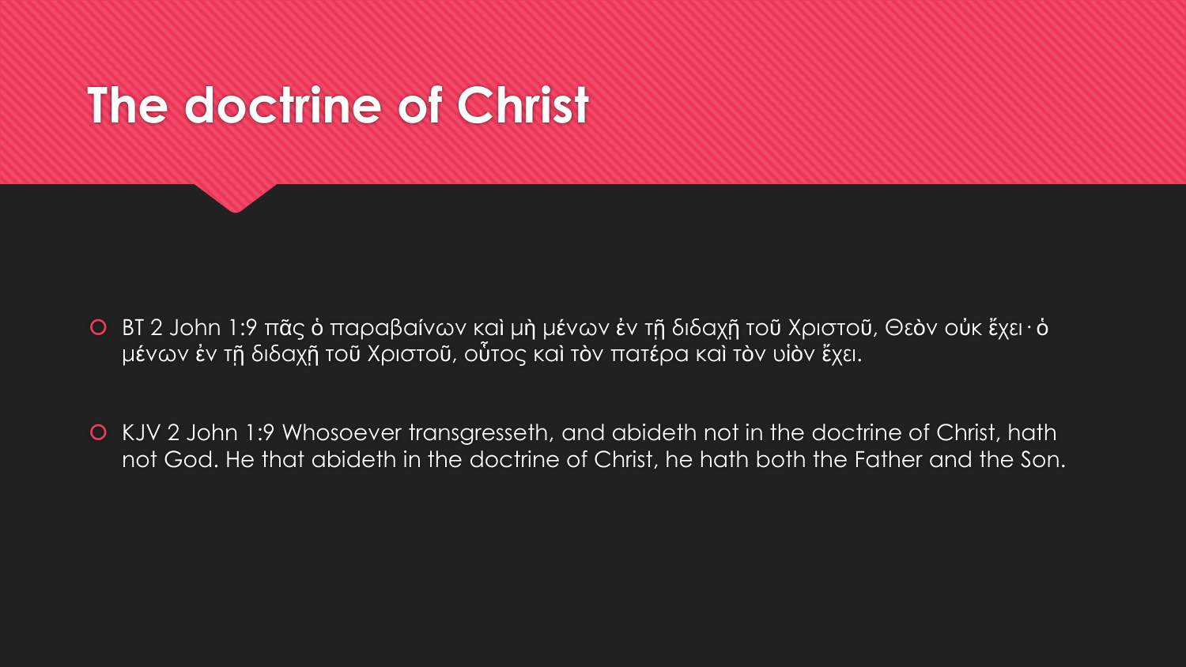# The doctrine of Christ

- BT 2 John 1:9 πᾶς ὁ παραβαίνων καὶ μὴ μένων ἐν τῇ διδαχῇ τοῦ Χριστοῦ, Θεὸν οὐκ ἔχει· ὁ μένων ἐν τῇ διδαχῇ τοῦ Χριστοῦ, οὗτος καὶ τὸν πατέρα καὶ τὸν υἱὸν ἔχει.

- KJV 2 John 1:9 Whosoever transgresseth, and abideth not in the doctrine of Christ, hath not God. He that abideth in the doctrine of Christ, he hath both the Father and the Son.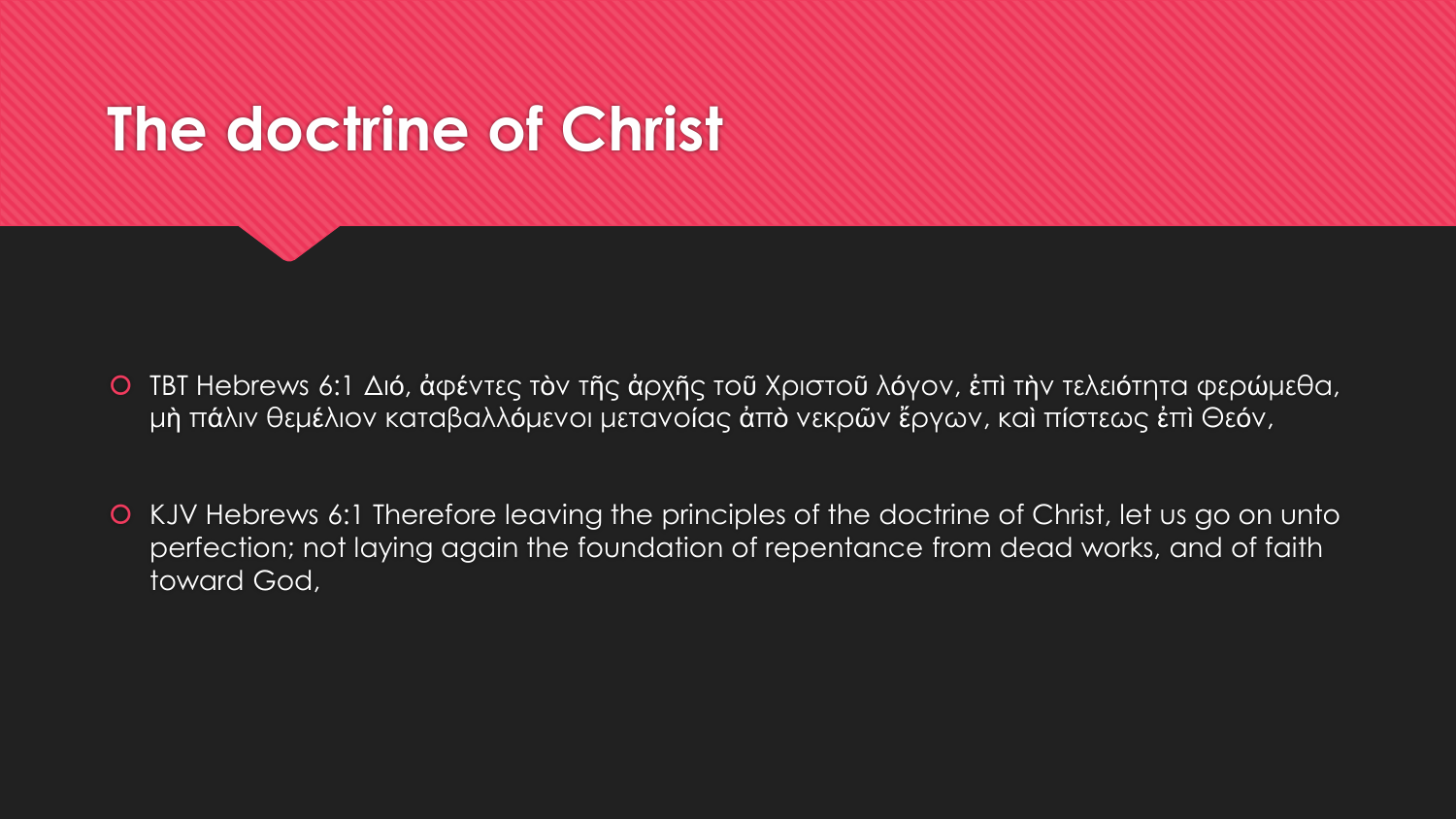# The doctrine of Christ

- TBT Hebrews 6:1 Διό, ἀφέντες τὸν τῆς ἀρχῆς τοῦ Χριστοῦ λόγον, ἐπὶ τὴν τελειότητα φερώμεθα, μὴ πάλιν θεμέλιον καταβαλλόμενοι μετανοίας ἀπὸ νεκρῶν ἔργων, καὶ πίστεως ἐπὶ Θεόν,

- KJV Hebrews 6:1 Therefore leaving the principles of the doctrine of Christ, let us go on unto perfection; not laying again the foundation of repentance from dead works, and of faith toward God,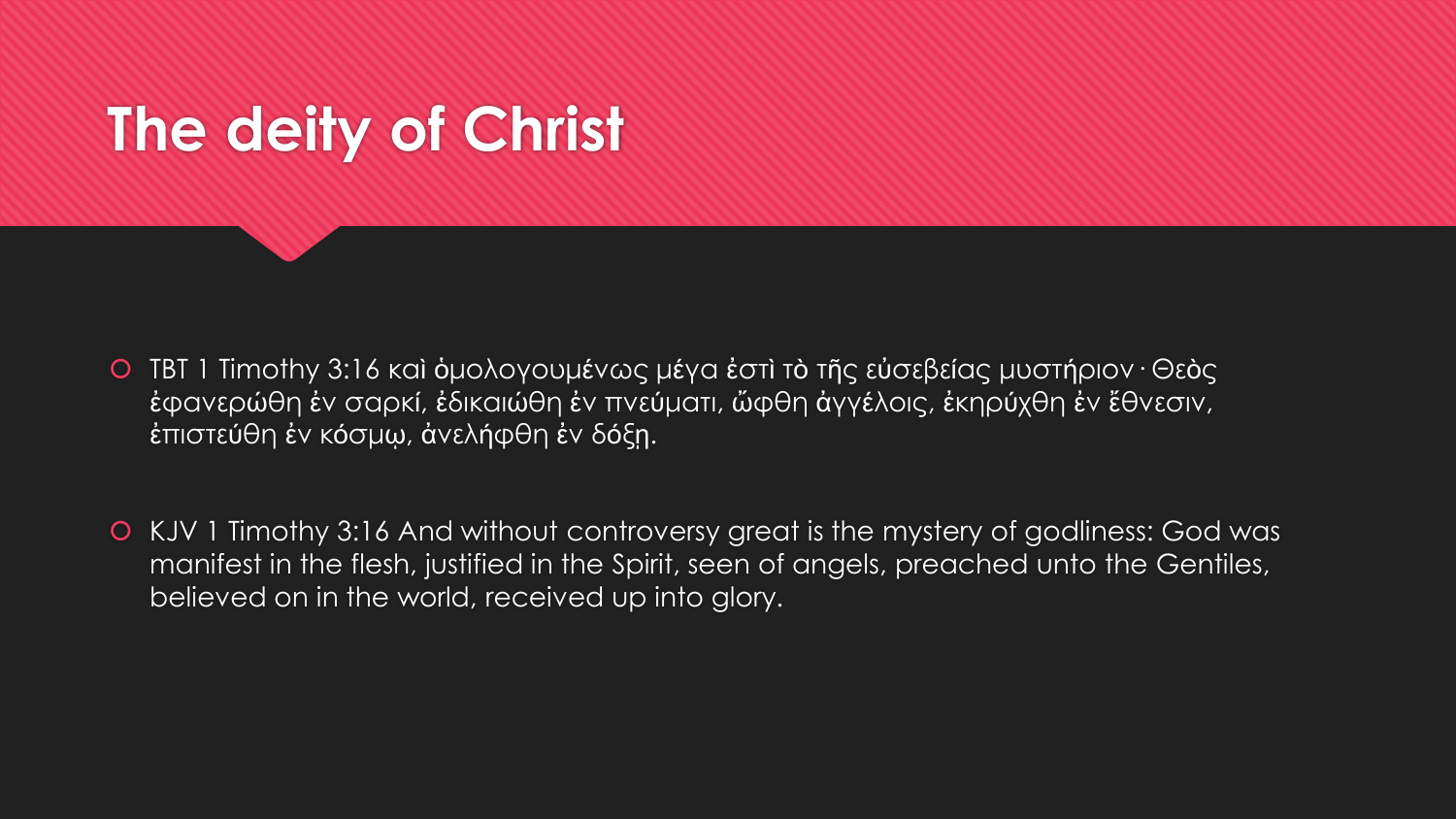# The deity of Christ

- TBT 1 Timothy 3:16 καὶ ὁμολογουμένως μέγα ἐστὶ τὸ τῆς εὐσεβείας μυστήριον· Θεὸς ἐφανερώθη ἐν σαρκί, ἐδικαιώθη ἐν πνεύματι, ὤφθη ἀγγέλοις, ἐκηρύχθη ἐν ἔθνεσιν, ἐπιστεύθη ἐν κόσμῳ, ἀνελήφθη ἐν δόξῃ.

- KJV 1 Timothy 3:16 And without controversy great is the mystery of godliness: God was manifest in the flesh, justified in the Spirit, seen of angels, preached unto the Gentiles, believed on in the world, received up into glory.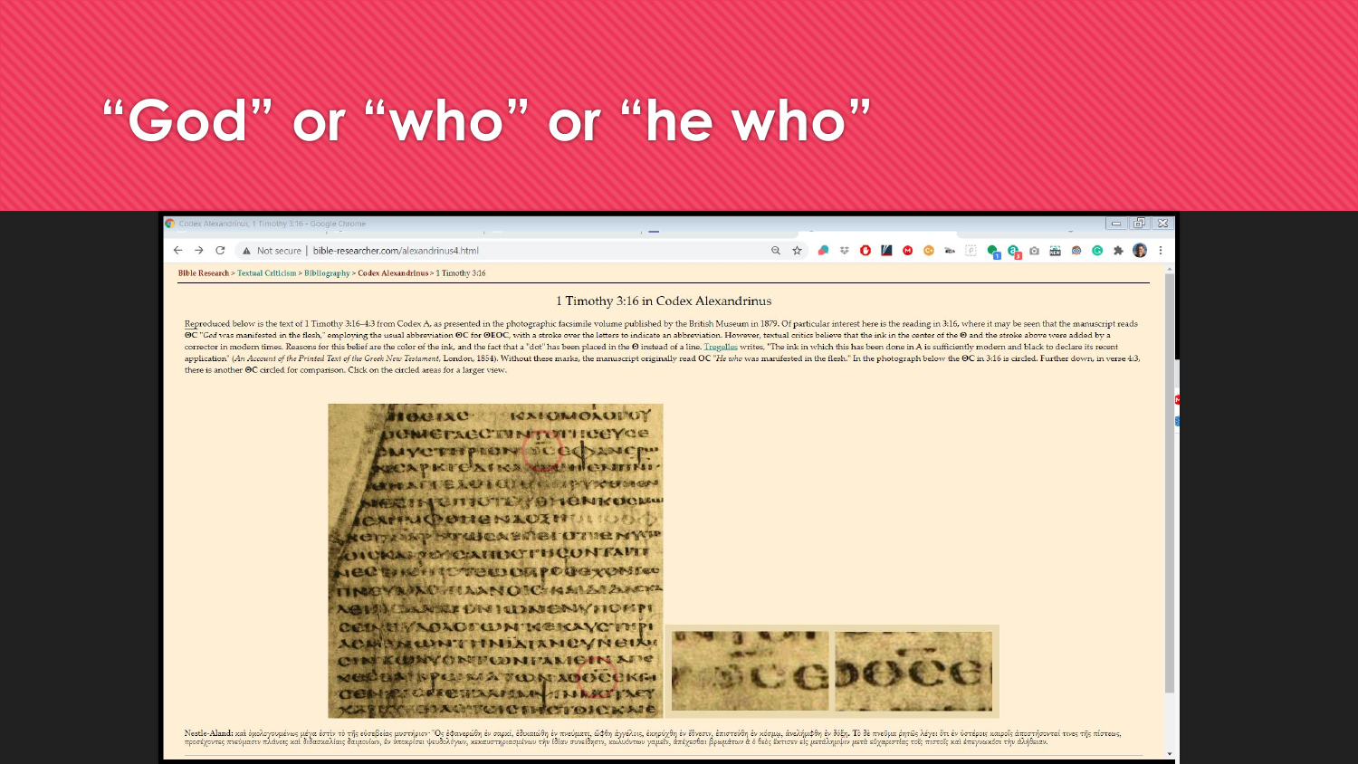# "God" or "who" or "he who"

Bible Research > Textual Criticism > Bibliography > Codex Alexandrinus > 1 Timothy 3:16

## 1 Timothy 3:16 in Codex Alexandrinus

Reproduced below is the text of 1 Timothy 3:16–4:3 from Codex A, as presented in the photographic facsimile volume published by the British Museum in 1879. Of particular interest here is the reading in 3:16, where it may be seen that the manuscript reads ΘC "*God* was manifested in the flesh," employing the usual abbreviation ΘC for ΘEOC, with a stroke over the letters to indicate an abbreviation. However, textual critics believe that the ink in the center of the Θ and the stroke above were added by a corrector in modern times. Reasons for this belief are the color of the ink, and the fact that a "dot" has been placed in the Θ instead of a line. Tregelles writes, "The ink in which this has been done in A is sufficiently modern and black to declare its recent application" (*An Account of the Printed Text of the Greek New Testament*, London, 1854). Without these marks, the manuscript originally read OC "*He who* was manifested in the flesh." In the photograph below the ΘC in 3:16 is circled. Further down, in verse 4:3, there is another ΘC circled for comparison. Click on the circled areas for a larger view.

Nestle-Aland: καὶ ὁμολογουμένως μέγα ἐστὶν τὸ τῆς εὐσεβείας μυστήριον· Ὃς ἐφανερώθη ἐν σαρκί, ἐδικαιώθη ἐν πνεύματι, ὤφθη ἀγγέλοις, ἐκηρύχθη ἐν ἔθνεσιν, ἐπιστεύθη ἐν κόσμῳ, ἀνελήμφθη ἐν δόξῃ. Τὸ δὲ πνεῦμα ῥητῶς λέγει ὅτι ἐν ὑστέροις καιροῖς ἀποστήσονταί τινες τῆς πίστεως, προσέχοντες πνεύμασιν πλάνοις καὶ διδασκαλίαις δαιμονίων, ἐν ὑποκρίσει ψευδολόγων, κεκαυστηριασμένων τὴν ἰδίαν συνείδησιν, κωλυόντων γαμεῖν, ἀπέχεσθαι βρωμάτων ἃ ὁ θεὸς ἔκτισεν εἰς μετάλημψιν μετὰ εὐχαριστίας τοῖς πιστοῖς καὶ ἐπεγνωκόσι τὴν ἀλήθειαν.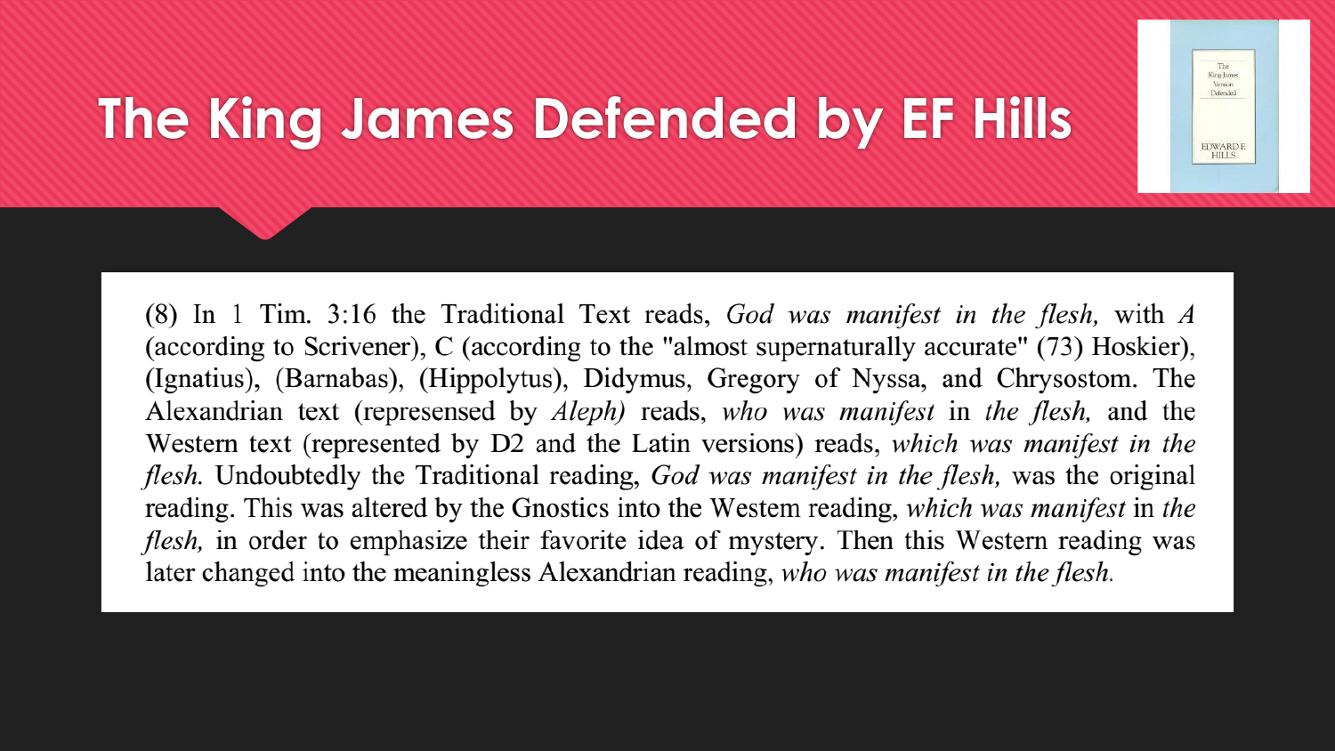# The King James Defended by EF Hills

(8) In 1 Tim. 3:16 the Traditional Text reads, *God was manifest in the flesh,* with *A* (according to Scrivener), C (according to the "almost supernaturally accurate" (73) Hoskier), (Ignatius), (Barnabas), (Hippolytus), Didymus, Gregory of Nyssa, and Chrysostom. The Alexandrian text (represensed by *Aleph)* reads, *who was manifest* in *the flesh,* and the Western text (represented by D2 and the Latin versions) reads, *which was manifest in the flesh.* Undoubtedly the Traditional reading, *God was manifest in the flesh,* was the original reading. This was altered by the Gnostics into the Westem reading, *which was manifest* in *the flesh,* in order to emphasize their favorite idea of mystery. Then this Western reading was later changed into the meaningless Alexandrian reading, *who was manifest in the flesh.*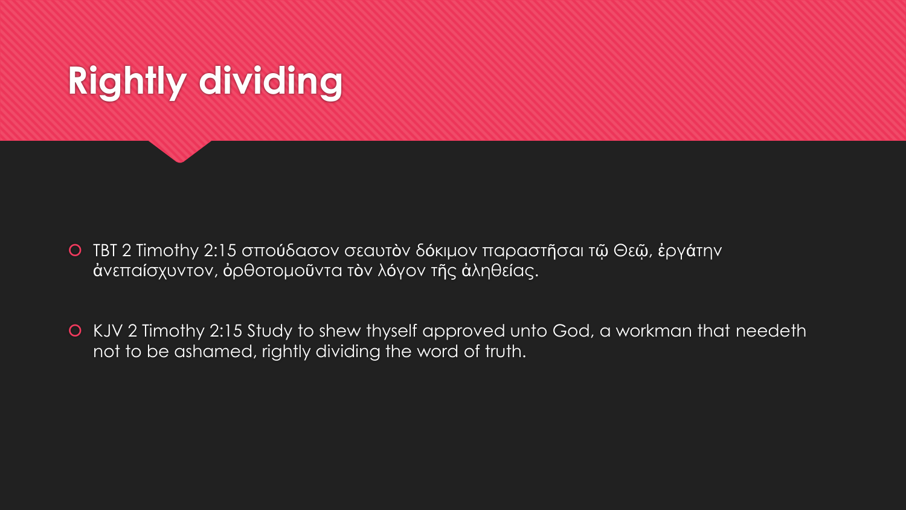# Rightly dividing

- TBT 2 Timothy 2:15 σπούδασον σεαυτὸν δόκιμον παραστῆσαι τῷ Θεῷ, ἐργάτην ἀνεπαίσχυντον, ὀρθοτομοῦντα τὸν λόγον τῆς ἀληθείας.

- KJV 2 Timothy 2:15 Study to shew thyself approved unto God, a workman that needeth not to be ashamed, rightly dividing the word of truth.